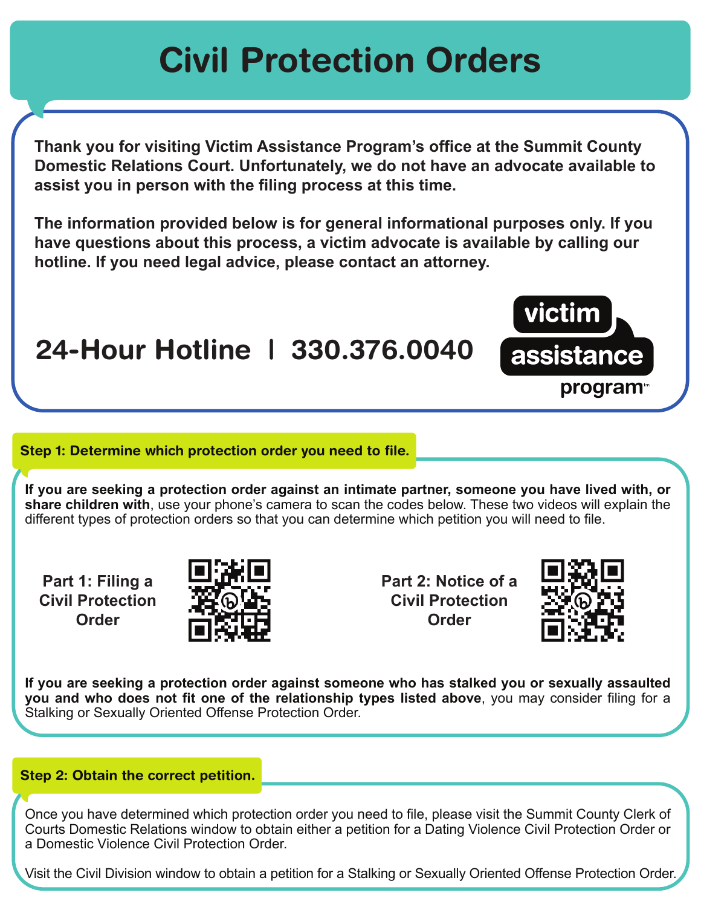# Civil Protection Orders

**Thank you for visiting Victim Assistance Program's office at the Summit County Domestic Relations Court. Unfortunately, we do not have an advocate available to assist you in person with the filing process at this time.**

**The information provided below is for general informational purposes only. If you have questions about this process, a victim advocate is available by calling our hotline. If you need legal advice, please contact an attorney.**

## 24-Hour Hotline | 330.376.0040

victim assistance program™

### Step 1: Determine which protection order you need to file.

**If you are seeking a protection order against an intimate partner, someone you have lived with, or share children with**, use your phone's camera to scan the codes below. These two videos will explain the different types of protection orders so that you can determine which petition you will need to file.

**Part 1: Filing a Civil Protection Order**

**Part 2: Notice of a Civil Protection Order**

**If you are seeking a protection order against someone who has stalked you or sexually assaulted you and who does not fit one of the relationship types listed above**, you may consider filing for a Stalking or Sexually Oriented Offense Protection Order.

### Step 2: Obtain the correct petition.

Once you have determined which protection order you need to file, please visit the Summit County Clerk of Courts Domestic Relations window to obtain either a petition for a Dating Violence Civil Protection Order or a Domestic Violence Civil Protection Order.

Visit the Civil Division window to obtain a petition for a Stalking or Sexually Oriented Offense Protection Order.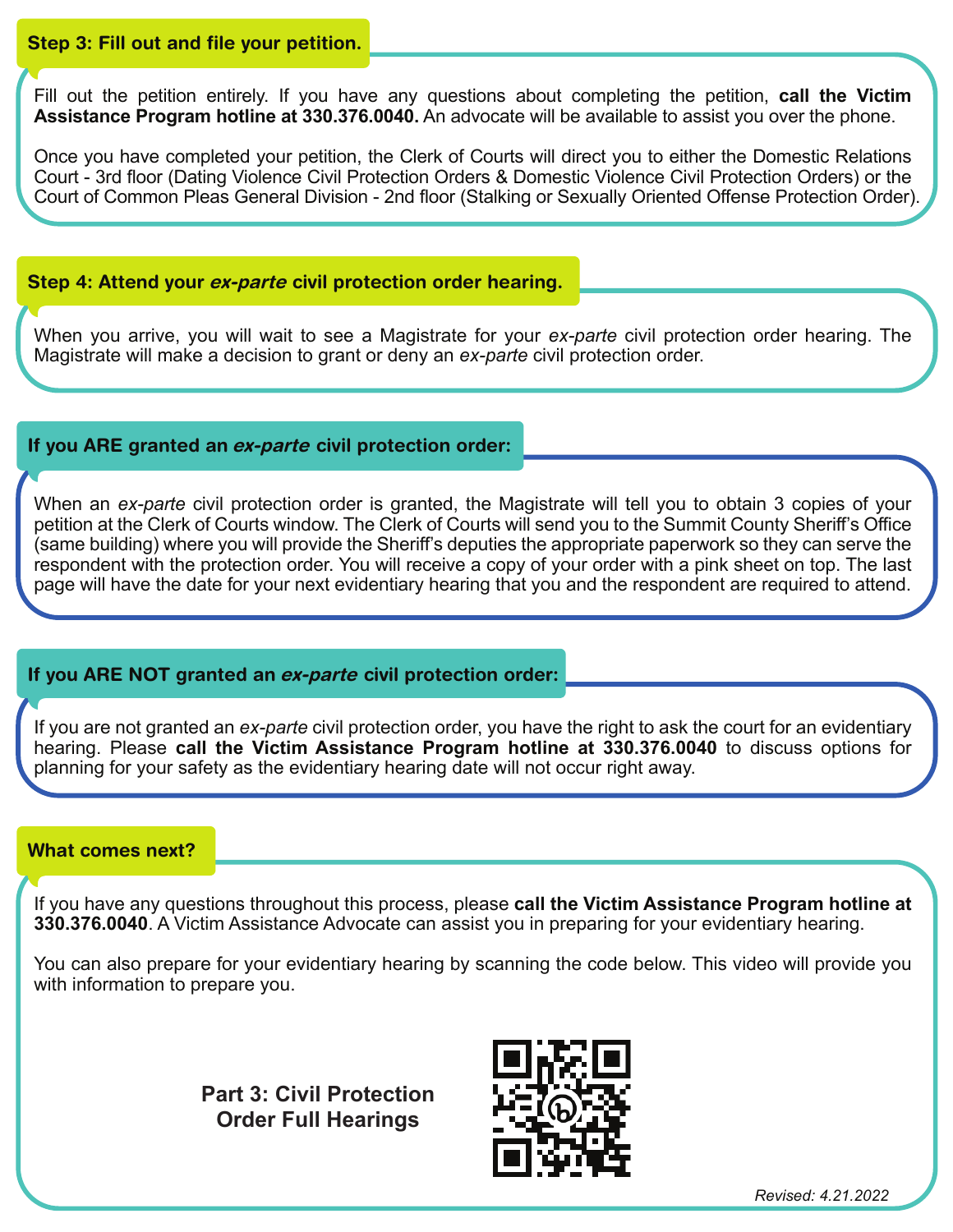## Step 3: Fill out and file your petition.

Fill out the petition entirely. If you have any questions about completing the petition, **call the Victim Assistance Program hotline at 330.376.0040.** An advocate will be available to assist you over the phone.

Once you have completed your petition, the Clerk of Courts will direct you to either the Domestic Relations Court - 3rd floor (Dating Violence Civil Protection Orders & Domestic Violence Civil Protection Orders) or the Court of Common Pleas General Division - 2nd floor (Stalking or Sexually Oriented Offense Protection Order).

## Step 4: Attend your *ex-parte* civil protection order hearing.

When you arrive, you will wait to see a Magistrate for your *ex-parte* civil protection order hearing. The Magistrate will make a decision to grant or deny an *ex-parte* civil protection order.

## If you ARE granted an *ex-parte* civil protection order:

When an *ex-parte* civil protection order is granted, the Magistrate will tell you to obtain 3 copies of your petition at the Clerk of Courts window. The Clerk of Courts will send you to the Summit County Sheriff's Office (same building) where you will provide the Sheriff's deputies the appropriate paperwork so they can serve the respondent with the protection order. You will receive a copy of your order with a pink sheet on top. The last page will have the date for your next evidentiary hearing that you and the respondent are required to attend.

## If you ARE NOT granted an *ex-parte* civil protection order:

If you are not granted an *ex-parte* civil protection order, you have the right to ask the court for an evidentiary hearing. Please **call the Victim Assistance Program hotline at 330.376.0040** to discuss options for planning for your safety as the evidentiary hearing date will not occur right away.

## What comes next?

If you have any questions throughout this process, please **call the Victim Assistance Program hotline at 330.376.0040**. A Victim Assistance Advocate can assist you in preparing for your evidentiary hearing.

You can also prepare for your evidentiary hearing by scanning the code below. This video will provide you with information to prepare you.

**Part 3: Civil Protection Order Full Hearings**

*Revised: 4.21.2022*